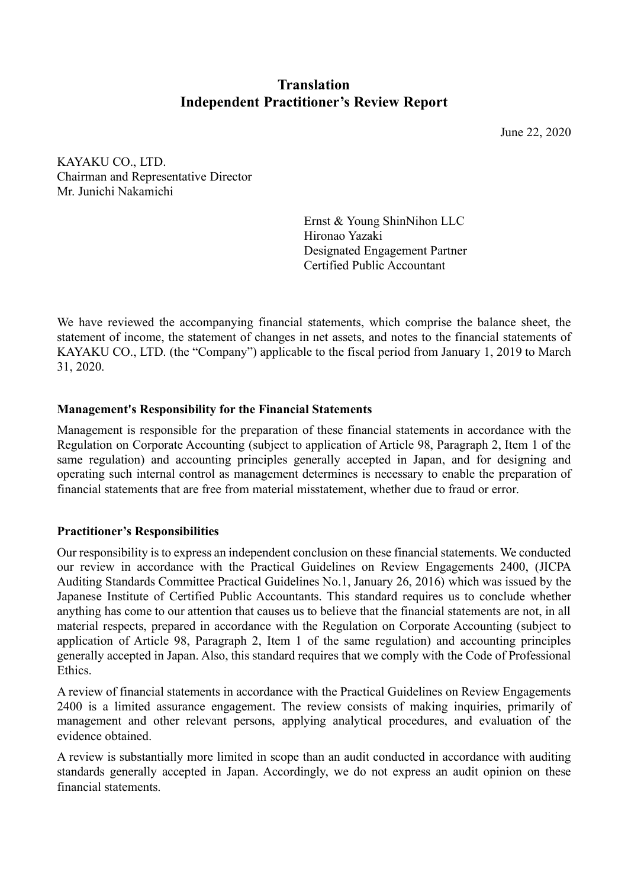# Translation
# Independent Practitioner's Review Report

June 22, 2020

KAYAKU CO., LTD.
Chairman and Representative Director
Mr. Junichi Nakamichi

Ernst & Young ShinNihon LLC
Hironao Yazaki
Designated Engagement Partner
Certified Public Accountant

We have reviewed the accompanying financial statements, which comprise the balance sheet, the statement of income, the statement of changes in net assets, and notes to the financial statements of KAYAKU CO., LTD. (the "Company") applicable to the fiscal period from January 1, 2019 to March 31, 2020.

**Management's Responsibility for the Financial Statements**

Management is responsible for the preparation of these financial statements in accordance with the Regulation on Corporate Accounting (subject to application of Article 98, Paragraph 2, Item 1 of the same regulation) and accounting principles generally accepted in Japan, and for designing and operating such internal control as management determines is necessary to enable the preparation of financial statements that are free from material misstatement, whether due to fraud or error.

**Practitioner's Responsibilities**

Our responsibility is to express an independent conclusion on these financial statements. We conducted our review in accordance with the Practical Guidelines on Review Engagements 2400, (JICPA Auditing Standards Committee Practical Guidelines No.1, January 26, 2016) which was issued by the Japanese Institute of Certified Public Accountants. This standard requires us to conclude whether anything has come to our attention that causes us to believe that the financial statements are not, in all material respects, prepared in accordance with the Regulation on Corporate Accounting (subject to application of Article 98, Paragraph 2, Item 1 of the same regulation) and accounting principles generally accepted in Japan. Also, this standard requires that we comply with the Code of Professional Ethics.

A review of financial statements in accordance with the Practical Guidelines on Review Engagements 2400 is a limited assurance engagement. The review consists of making inquiries, primarily of management and other relevant persons, applying analytical procedures, and evaluation of the evidence obtained.

A review is substantially more limited in scope than an audit conducted in accordance with auditing standards generally accepted in Japan. Accordingly, we do not express an audit opinion on these financial statements.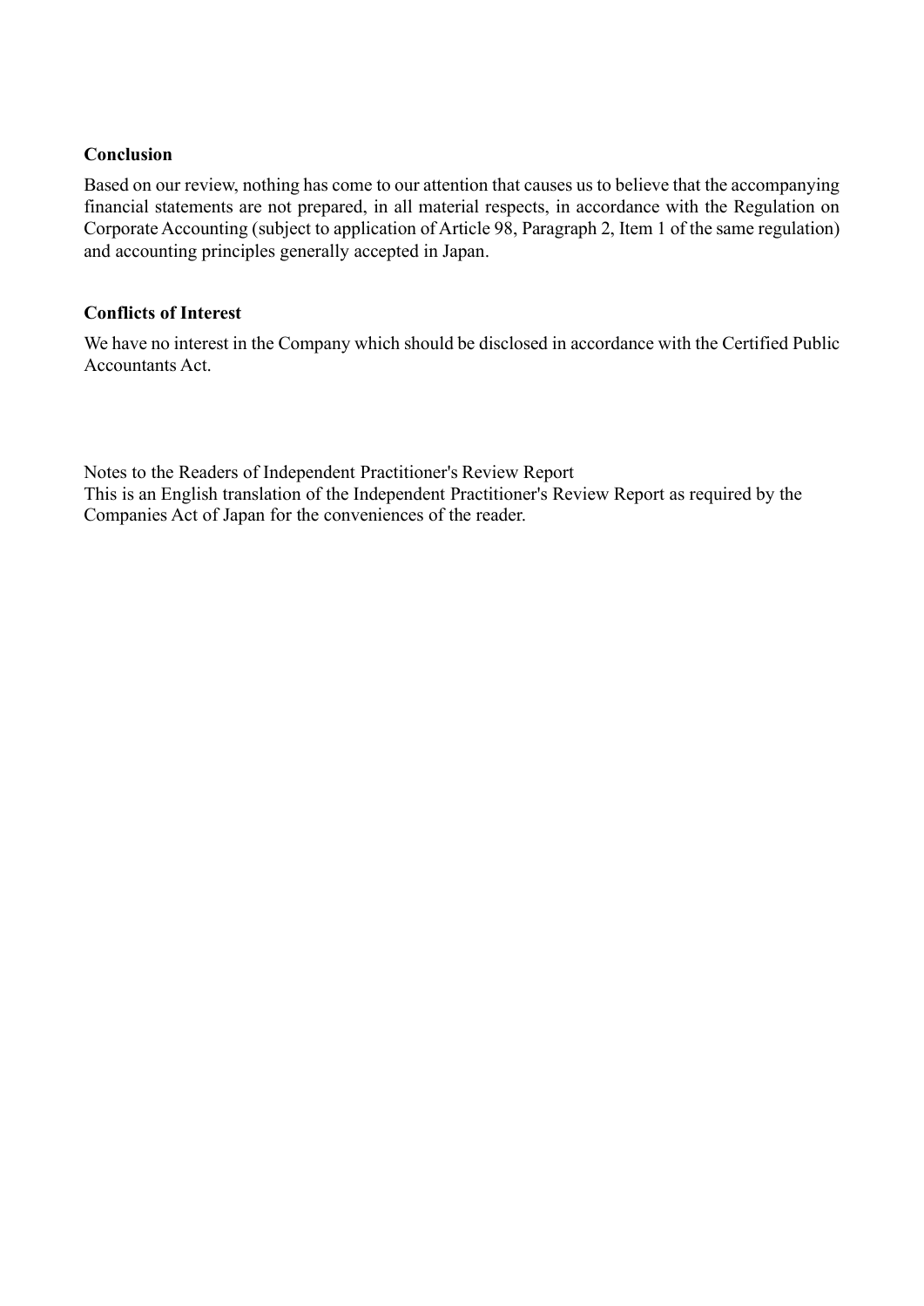**Conclusion**

Based on our review, nothing has come to our attention that causes us to believe that the accompanying financial statements are not prepared, in all material respects, in accordance with the Regulation on Corporate Accounting (subject to application of Article 98, Paragraph 2, Item 1 of the same regulation) and accounting principles generally accepted in Japan.

**Conflicts of Interest**

We have no interest in the Company which should be disclosed in accordance with the Certified Public Accountants Act.

Notes to the Readers of Independent Practitioner's Review Report
This is an English translation of the Independent Practitioner's Review Report as required by the Companies Act of Japan for the conveniences of the reader.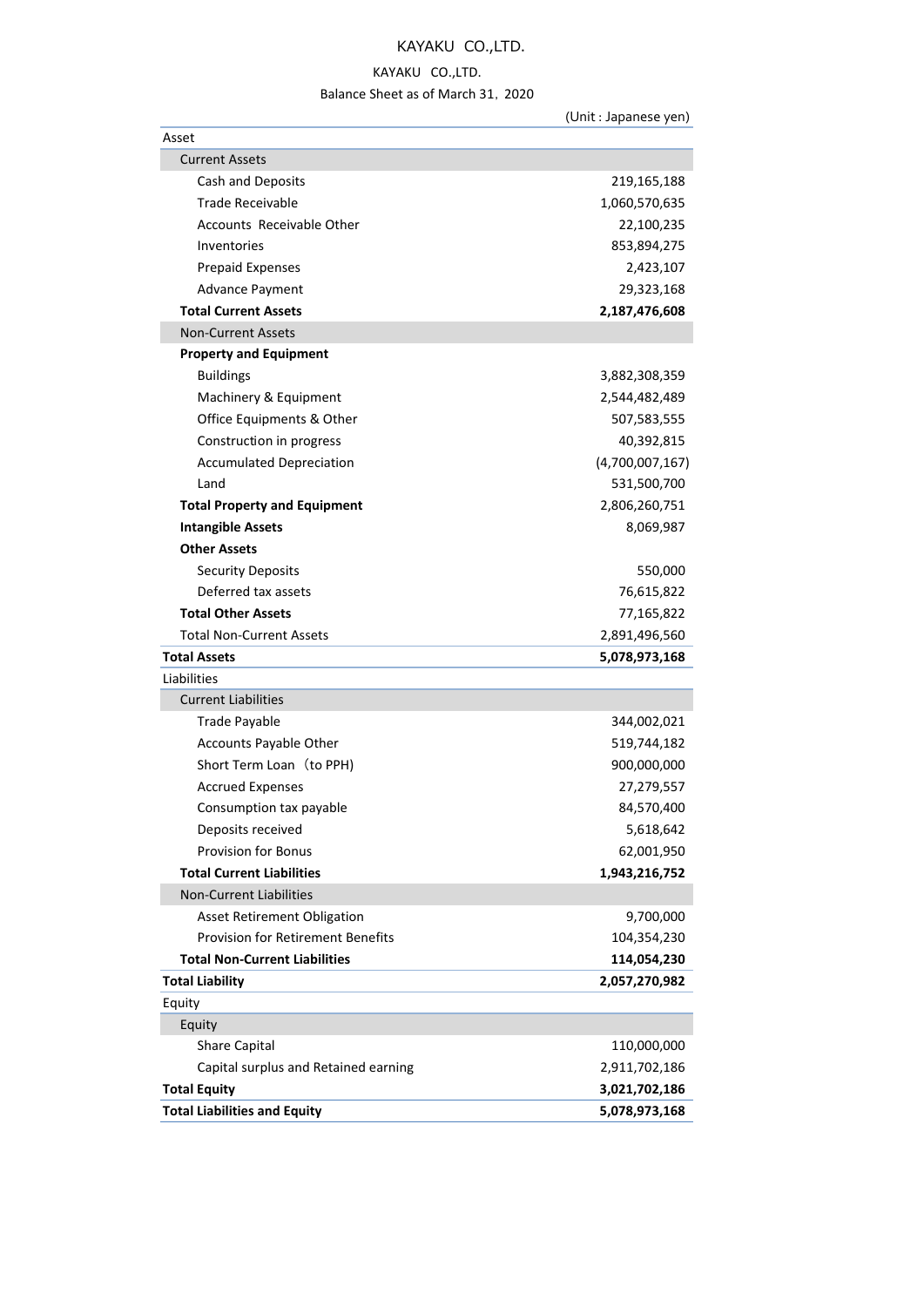# KAYAKU CO.,LTD.

KAYAKU CO.,LTD.

Balance Sheet as of March 31, 2020

(Unit : Japanese yen)

| | |
|---|---|
| Asset | |
| Current Assets | |
| Cash and Deposits | 219,165,188 |
| Trade Receivable | 1,060,570,635 |
| Accounts Receivable Other | 22,100,235 |
| Inventories | 853,894,275 |
| Prepaid Expenses | 2,423,107 |
| Advance Payment | 29,323,168 |
| **Total Current Assets** | **2,187,476,608** |
| Non-Current Assets | |
| **Property and Equipment** | |
| Buildings | 3,882,308,359 |
| Machinery & Equipment | 2,544,482,489 |
| Office Equipments & Other | 507,583,555 |
| Construction in progress | 40,392,815 |
| Accumulated Depreciation | (4,700,007,167) |
| Land | 531,500,700 |
| **Total Property and Equipment** | 2,806,260,751 |
| **Intangible Assets** | 8,069,987 |
| **Other Assets** | |
| Security Deposits | 550,000 |
| Deferred tax assets | 76,615,822 |
| **Total Other Assets** | 77,165,822 |
| Total Non-Current Assets | 2,891,496,560 |
| **Total Assets** | **5,078,973,168** |
| Liabilities | |
| Current Liabilities | |
| Trade Payable | 344,002,021 |
| Accounts Payable Other | 519,744,182 |
| Short Term Loan（to PPH) | 900,000,000 |
| Accrued Expenses | 27,279,557 |
| Consumption tax payable | 84,570,400 |
| Deposits received | 5,618,642 |
| Provision for Bonus | 62,001,950 |
| **Total Current Liabilities** | **1,943,216,752** |
| Non-Current Liabilities | |
| Asset Retirement Obligation | 9,700,000 |
| Provision for Retirement Benefits | 104,354,230 |
| **Total Non-Current Liabilities** | **114,054,230** |
| **Total Liability** | **2,057,270,982** |
| Equity | |
| Equity | |
| Share Capital | 110,000,000 |
| Capital surplus and Retained earning | 2,911,702,186 |
| **Total Equity** | **3,021,702,186** |
| **Total Liabilities and Equity** | **5,078,973,168** |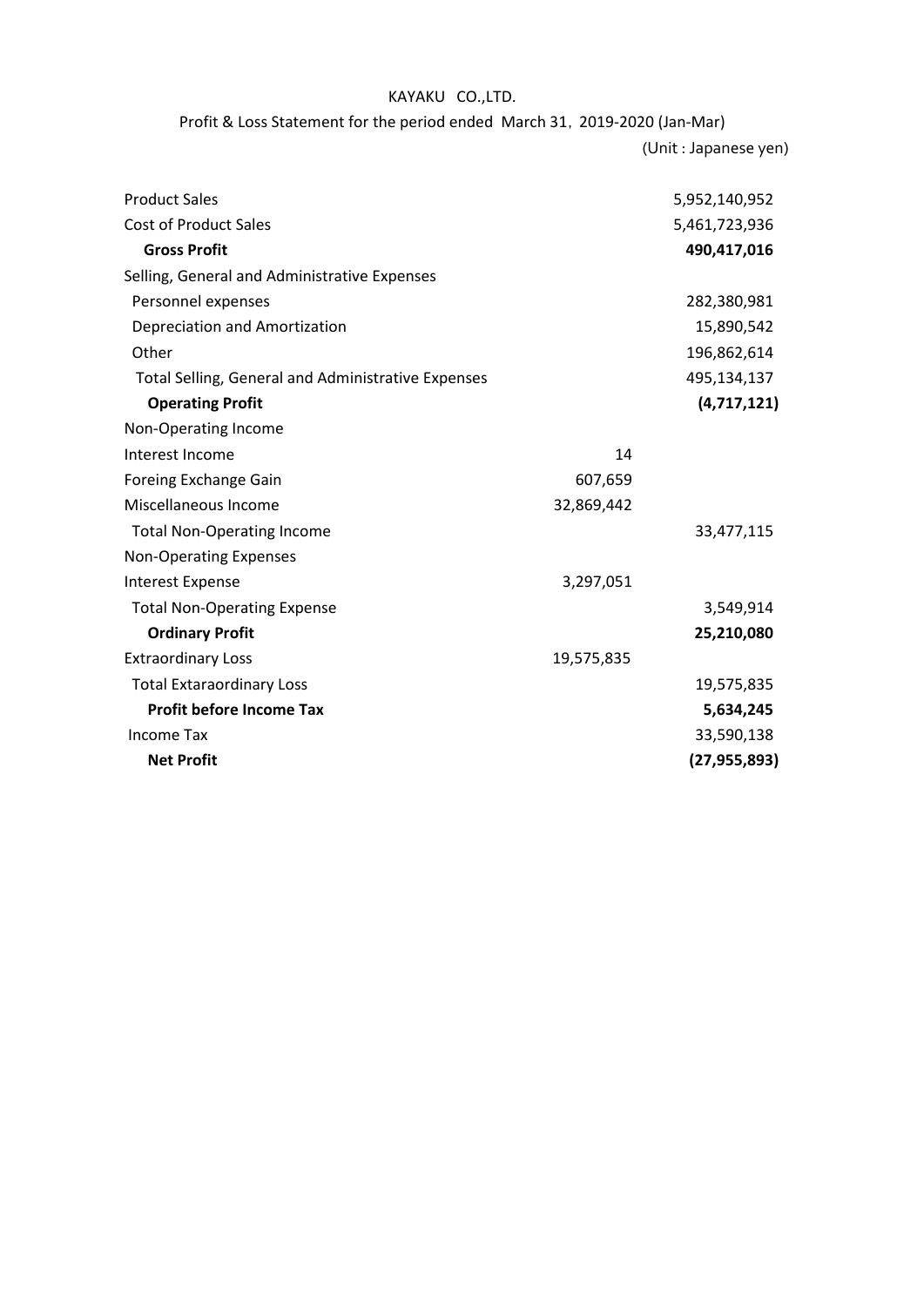KAYAKU CO.,LTD.

Profit & Loss Statement for the period ended March 31, 2019-2020 (Jan-Mar)

(Unit : Japanese yen)

| | | |
|---|---|---|
| Product Sales | | 5,952,140,952 |
| Cost of Product Sales | | 5,461,723,936 |
| **Gross Profit** | | **490,417,016** |
| Selling, General and Administrative Expenses | | |
| Personnel expenses | | 282,380,981 |
| Depreciation and Amortization | | 15,890,542 |
| Other | | 196,862,614 |
| Total Selling, General and Administrative Expenses | | 495,134,137 |
| **Operating Profit** | | **(4,717,121)** |
| Non-Operating Income | | |
| Interest Income | 14 | |
| Foreing Exchange Gain | 607,659 | |
| Miscellaneous Income | 32,869,442 | |
| Total Non-Operating Income | | 33,477,115 |
| Non-Operating Expenses | | |
| Interest Expense | 3,297,051 | |
| Total Non-Operating Expense | | 3,549,914 |
| **Ordinary Profit** | | **25,210,080** |
| Extraordinary Loss | 19,575,835 | |
| Total Extaraordinary Loss | | 19,575,835 |
| **Profit before Income Tax** | | **5,634,245** |
| Income Tax | | 33,590,138 |
| **Net Profit** | | **(27,955,893)** |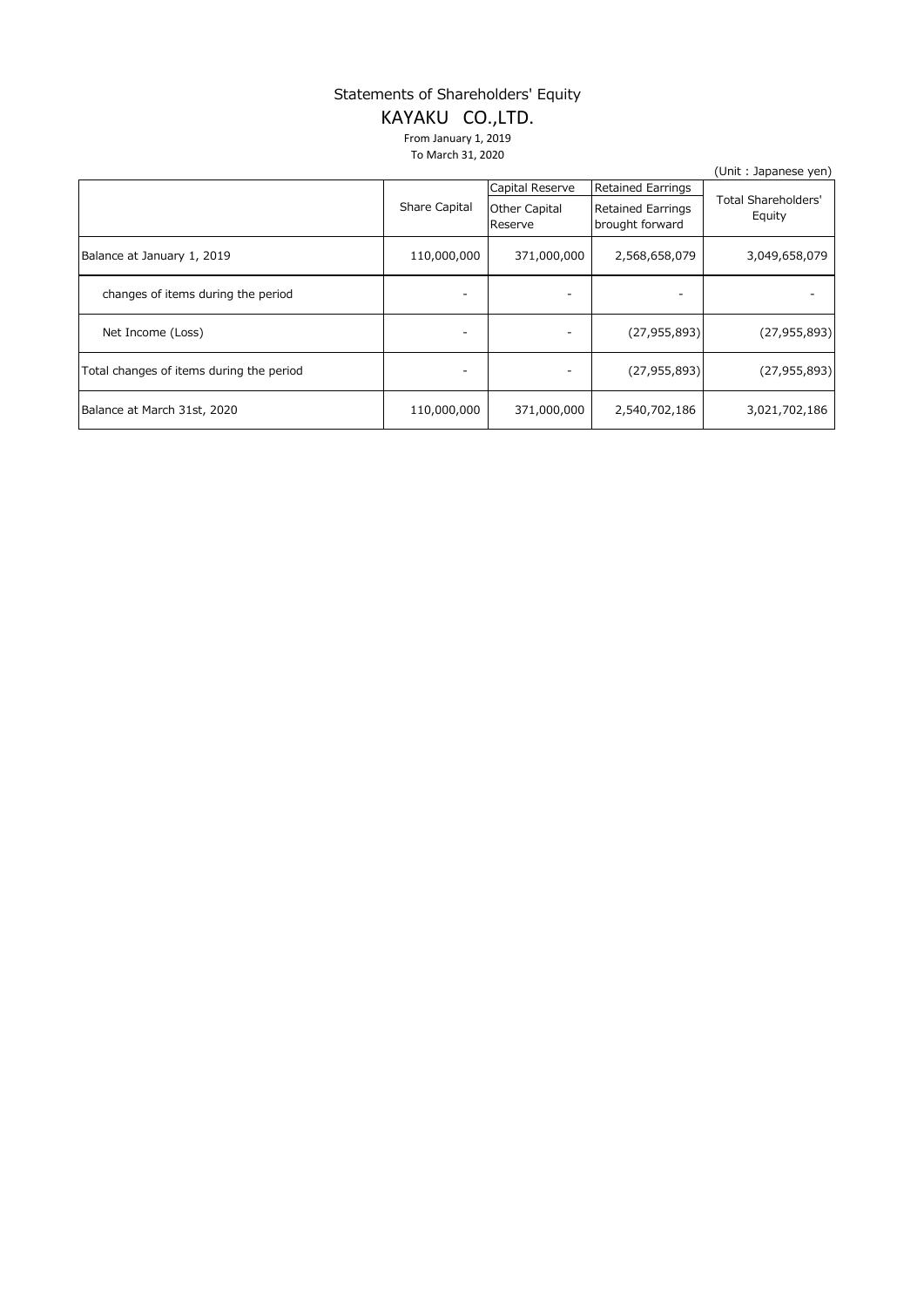# Statements of Shareholders' Equity

## KAYAKU CO.,LTD.

From January 1, 2019

To March 31, 2020

(Unit : Japanese yen)

| | Share Capital | Capital Reserve | Retained Earrings | Total Shareholders' Equity |
|---|---|---|---|---|
| | | Other Capital Reserve | Retained Earrings brought forward | |
| Balance at January 1, 2019 | 110,000,000 | 371,000,000 | 2,568,658,079 | 3,049,658,079 |
| changes of items during the period | - | - | - | - |
| Net Income (Loss) | - | - | (27,955,893) | (27,955,893) |
| Total changes of items during the period | - | - | (27,955,893) | (27,955,893) |
| Balance at March 31st, 2020 | 110,000,000 | 371,000,000 | 2,540,702,186 | 3,021,702,186 |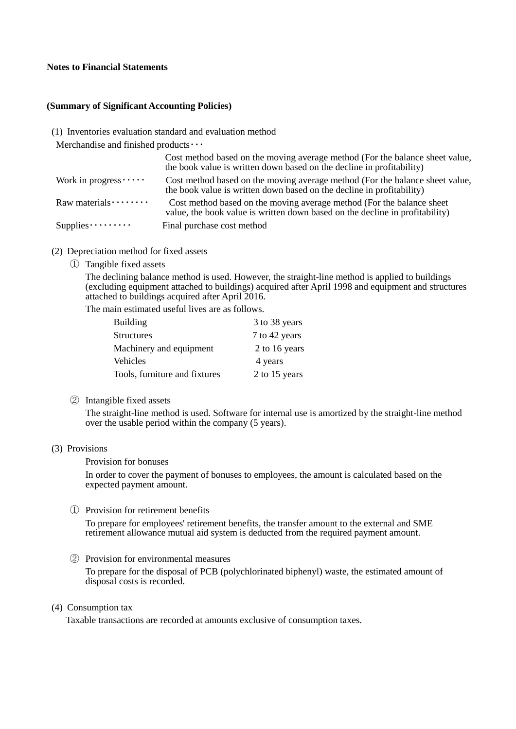**Notes to Financial Statements**

**(Summary of Significant Accounting Policies)**

(1) Inventories evaluation standard and evaluation method

Merchandise and finished products・・・ Cost method based on the moving average method (For the balance sheet value, the book value is written down based on the decline in profitability)

Work in progress・・・・・ Cost method based on the moving average method (For the balance sheet value, the book value is written down based on the decline in profitability)

Raw materials・・・・・・・・ Cost method based on the moving average method (For the balance sheet value, the book value is written down based on the decline in profitability)

Supplies・・・・・・・・・ Final purchase cost method

(2) Depreciation method for fixed assets

① Tangible fixed assets

The declining balance method is used. However, the straight-line method is applied to buildings (excluding equipment attached to buildings) acquired after April 1998 and equipment and structures attached to buildings acquired after April 2016.

The main estimated useful lives are as follows.

| | |
|---|---|
| Building | 3 to 38 years |
| Structures | 7 to 42 years |
| Machinery and equipment | 2 to 16 years |
| Vehicles | 4 years |
| Tools, furniture and fixtures | 2 to 15 years |

② Intangible fixed assets

The straight-line method is used. Software for internal use is amortized by the straight-line method over the usable period within the company (5 years).

(3) Provisions

Provision for bonuses

In order to cover the payment of bonuses to employees, the amount is calculated based on the expected payment amount.

① Provision for retirement benefits

To prepare for employees' retirement benefits, the transfer amount to the external and SME retirement allowance mutual aid system is deducted from the required payment amount.

② Provision for environmental measures

To prepare for the disposal of PCB (polychlorinated biphenyl) waste, the estimated amount of disposal costs is recorded.

(4) Consumption tax

Taxable transactions are recorded at amounts exclusive of consumption taxes.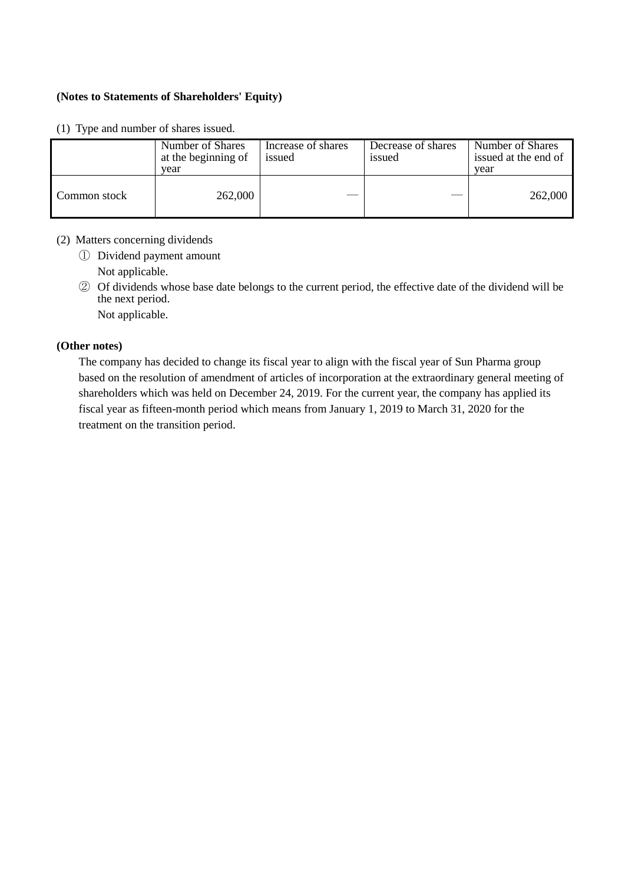**(Notes to Statements of Shareholders' Equity)**

(1) Type and number of shares issued.

| | Number of Shares at the beginning of year | Increase of shares issued | Decrease of shares issued | Number of Shares issued at the end of year |
|---|---|---|---|---|
| Common stock | 262,000 | — | — | 262,000 |

(2) Matters concerning dividends

① Dividend payment amount

Not applicable.

② Of dividends whose base date belongs to the current period, the effective date of the dividend will be the next period.

Not applicable.

**(Other notes)**

The company has decided to change its fiscal year to align with the fiscal year of Sun Pharma group based on the resolution of amendment of articles of incorporation at the extraordinary general meeting of shareholders which was held on December 24, 2019. For the current year, the company has applied its fiscal year as fifteen-month period which means from January 1, 2019 to March 31, 2020 for the treatment on the transition period.